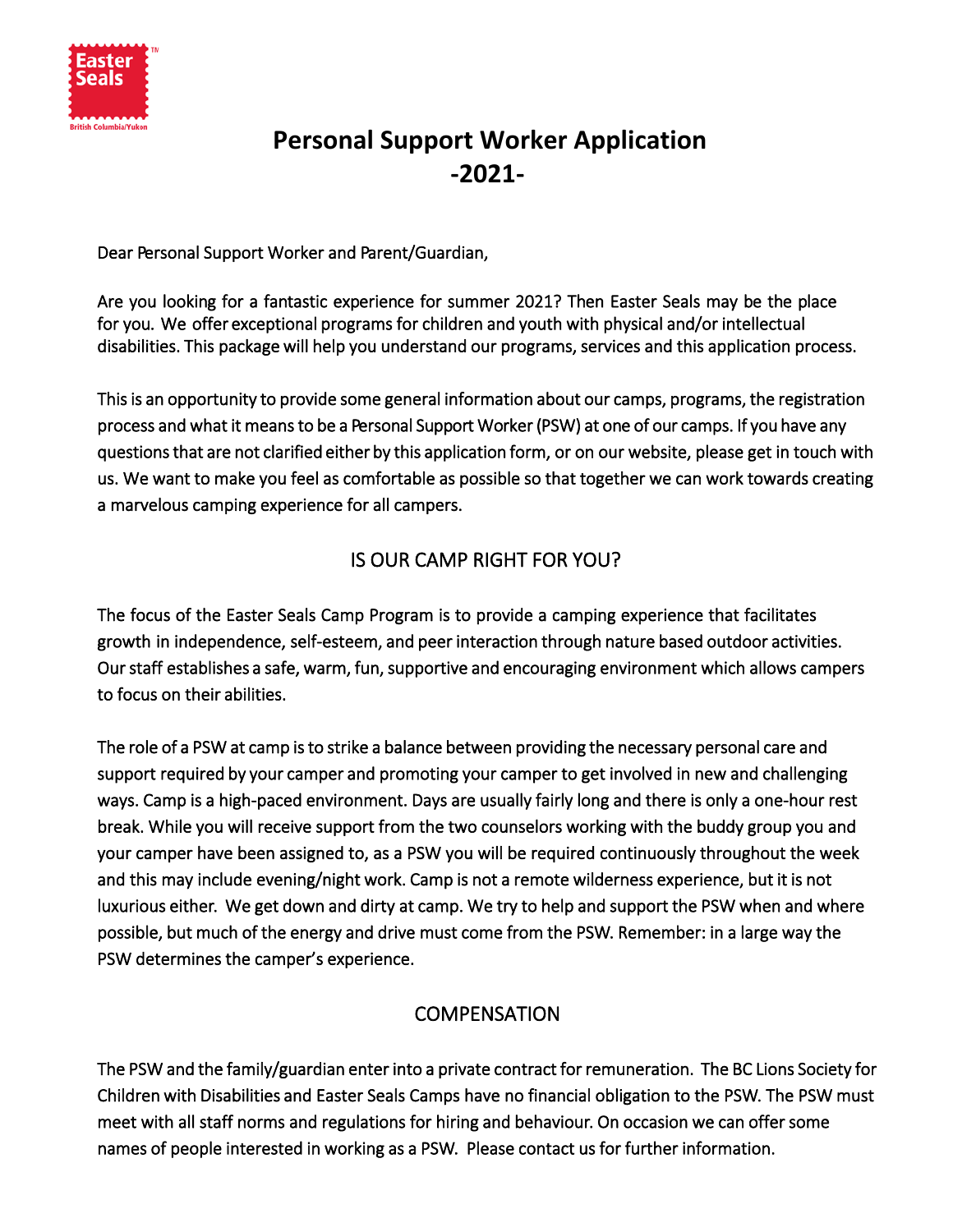# Personal Support Worker Application
# -2021-

Dear Personal Support Worker and Parent/Guardian,

Are you looking for a fantastic experience for summer 2021? Then Easter Seals may be the place for you. We offer exceptional programs for children and youth with physical and/or intellectual disabilities. This package will help you understand our programs, services and this application process.

This is an opportunity to provide some general information about our camps, programs, the registration process and what it means to be a Personal Support Worker (PSW) at one of our camps. If you have any questions that are not clarified either by this application form, or on our website, please get in touch with us. We want to make you feel as comfortable as possible so that together we can work towards creating a marvelous camping experience for all campers.

## IS OUR CAMP RIGHT FOR YOU?

The focus of the Easter Seals Camp Program is to provide a camping experience that facilitates growth in independence, self-esteem, and peer interaction through nature based outdoor activities. Our staff establishes a safe, warm, fun, supportive and encouraging environment which allows campers to focus on their abilities.

The role of a PSW at camp is to strike a balance between providing the necessary personal care and support required by your camper and promoting your camper to get involved in new and challenging ways. Camp is a high-paced environment. Days are usually fairly long and there is only a one-hour rest break. While you will receive support from the two counselors working with the buddy group you and your camper have been assigned to, as a PSW you will be required continuously throughout the week and this may include evening/night work. Camp is not a remote wilderness experience, but it is not luxurious either. We get down and dirty at camp. We try to help and support the PSW when and where possible, but much of the energy and drive must come from the PSW. Remember: in a large way the PSW determines the camper's experience.

## COMPENSATION

The PSW and the family/guardian enter into a private contract for remuneration. The BC Lions Society for Children with Disabilities and Easter Seals Camps have no financial obligation to the PSW. The PSW must meet with all staff norms and regulations for hiring and behaviour. On occasion we can offer some names of people interested in working as a PSW. Please contact us for further information.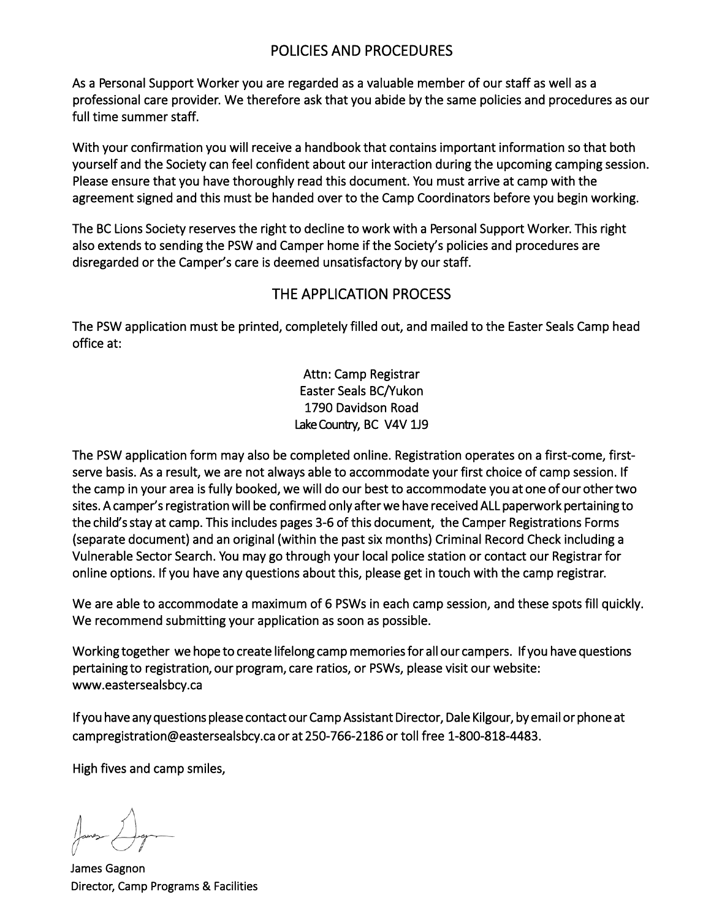## POLICIES AND PROCEDURES

As a Personal Support Worker you are regarded as a valuable member of our staff as well as a professional care provider. We therefore ask that you abide by the same policies and procedures as our full time summer staff.

With your confirmation you will receive a handbook that contains important information so that both yourself and the Society can feel confident about our interaction during the upcoming camping session. Please ensure that you have thoroughly read this document. You must arrive at camp with the agreement signed and this must be handed over to the Camp Coordinators before you begin working.

The BC Lions Society reserves the right to decline to work with a Personal Support Worker. This right also extends to sending the PSW and Camper home if the Society's policies and procedures are disregarded or the Camper's care is deemed unsatisfactory by our staff.

## THE APPLICATION PROCESS

The PSW application must be printed, completely filled out, and mailed to the Easter Seals Camp head office at:

Attn: Camp Registrar
Easter Seals BC/Yukon
1790 Davidson Road
Lake Country, BC V4V 1J9

The PSW application form may also be completed online. Registration operates on a first-come, first-serve basis. As a result, we are not always able to accommodate your first choice of camp session. If the camp in your area is fully booked, we will do our best to accommodate you at one of our other two sites. A camper's registration will be confirmed only after we have received ALL paperwork pertaining to the child's stay at camp. This includes pages 3-6 of this document, the Camper Registrations Forms (separate document) and an original (within the past six months) Criminal Record Check including a Vulnerable Sector Search. You may go through your local police station or contact our Registrar for online options. If you have any questions about this, please get in touch with the camp registrar.

We are able to accommodate a maximum of 6 PSWs in each camp session, and these spots fill quickly. We recommend submitting your application as soon as possible.

Working together we hope to create lifelong camp memories for all our campers. If you have questions pertaining to registration, our program, care ratios, or PSWs, please visit our website: www.eastersealsbcy.ca

If you have any questions please contact our Camp Assistant Director, Dale Kilgour, by email or phone at campregistration@eastersealsbcy.ca or at 250-766-2186 or toll free 1-800-818-4483.

High fives and camp smiles,

James Gagnon
Director, Camp Programs & Facilities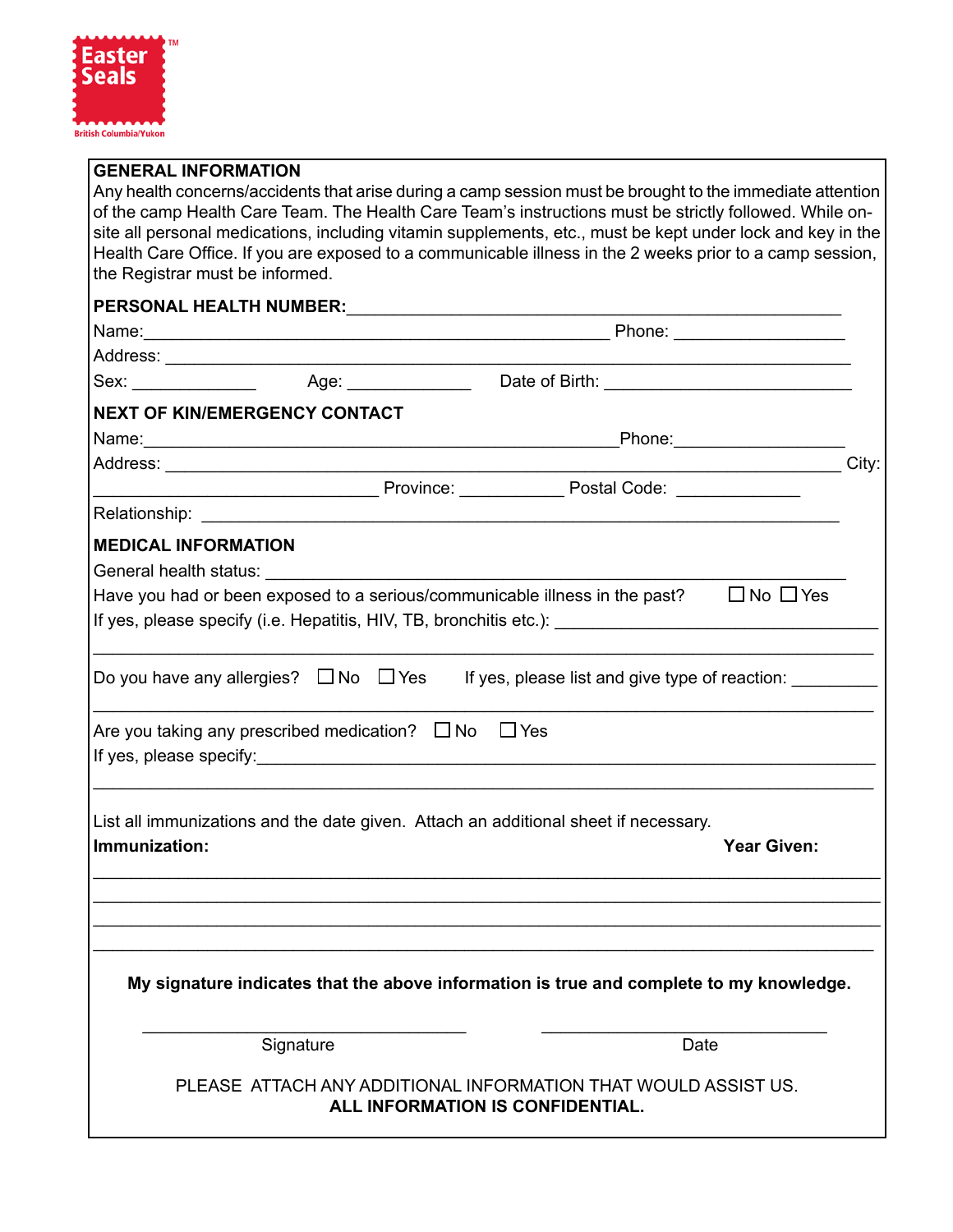Easter Seals

British Columbia/Yukon

**GENERAL INFORMATION**

Any health concerns/accidents that arise during a camp session must be brought to the immediate attention of the camp Health Care Team. The Health Care Team's instructions must be strictly followed. While on-site all personal medications, including vitamin supplements, etc., must be kept under lock and key in the Health Care Office. If you are exposed to a communicable illness in the 2 weeks prior to a camp session, the Registrar must be informed.

**PERSONAL HEALTH NUMBER:**\_\_\_\_\_\_\_\_\_\_\_\_\_\_\_\_\_\_\_\_\_\_\_\_\_\_\_\_\_\_\_\_\_\_\_\_\_\_\_\_\_\_\_\_

Name:\_\_\_\_\_\_\_\_\_\_\_\_\_\_\_\_\_\_\_\_\_\_\_\_\_\_\_\_\_\_\_\_\_\_\_\_\_\_\_\_\_\_ Phone: \_\_\_\_\_\_\_\_\_\_\_\_\_\_

Address: \_\_\_\_\_\_\_\_\_\_\_\_\_\_\_\_\_\_\_\_\_\_\_\_\_\_\_\_\_\_\_\_\_\_\_\_\_\_\_\_\_\_\_\_\_\_\_\_\_\_\_\_\_\_\_\_\_\_\_\_\_\_

Sex: \_\_\_\_\_\_\_\_\_\_ Age: \_\_\_\_\_\_\_\_\_\_ Date of Birth: \_\_\_\_\_\_\_\_\_\_\_\_\_\_\_\_\_\_\_\_\_\_

**NEXT OF KIN/EMERGENCY CONTACT**

Name:\_\_\_\_\_\_\_\_\_\_\_\_\_\_\_\_\_\_\_\_\_\_\_\_\_\_\_\_\_\_\_\_\_\_\_\_\_\_\_\_\_\_Phone:\_\_\_\_\_\_\_\_\_\_\_\_\_\_\_

Address: \_\_\_\_\_\_\_\_\_\_\_\_\_\_\_\_\_\_\_\_\_\_\_\_\_\_\_\_\_\_\_\_\_\_\_\_\_\_\_\_\_\_\_\_\_\_\_\_\_\_\_\_\_\_\_\_\_\_ City: \_\_\_\_\_\_\_\_\_\_\_\_\_\_\_\_\_\_\_\_\_\_\_\_\_\_ Province: \_\_\_\_\_\_\_\_\_ Postal Code: \_\_\_\_\_\_\_\_\_\_

Relationship: \_\_\_\_\_\_\_\_\_\_\_\_\_\_\_\_\_\_\_\_\_\_\_\_\_\_\_\_\_\_\_\_\_\_\_\_\_\_\_\_\_\_\_\_\_\_\_\_\_\_\_\_\_\_\_\_\_

**MEDICAL INFORMATION**

General health status: \_\_\_\_\_\_\_\_\_\_\_\_\_\_\_\_\_\_\_\_\_\_\_\_\_\_\_\_\_\_\_\_\_\_\_\_\_\_\_\_\_\_\_\_\_\_\_\_\_\_\_

Have you had or been exposed to a serious/communicable illness in the past? ☐ No ☐ Yes

If yes, please specify (i.e. Hepatitis, HIV, TB, bronchitis etc.): \_\_\_\_\_\_\_\_\_\_\_\_\_\_\_\_\_\_\_\_\_\_\_\_\_\_

\_\_\_\_\_\_\_\_\_\_\_\_\_\_\_\_\_\_\_\_\_\_\_\_\_\_\_\_\_\_\_\_\_\_\_\_\_\_\_\_\_\_\_\_\_\_\_\_\_\_\_\_\_\_\_\_\_\_\_\_\_\_\_\_\_\_\_\_\_\_\_\_

Do you have any allergies? ☐ No ☐ Yes If yes, please list and give type of reaction: \_\_\_\_\_\_\_

\_\_\_\_\_\_\_\_\_\_\_\_\_\_\_\_\_\_\_\_\_\_\_\_\_\_\_\_\_\_\_\_\_\_\_\_\_\_\_\_\_\_\_\_\_\_\_\_\_\_\_\_\_\_\_\_\_\_\_\_\_\_\_\_\_\_\_\_\_\_\_\_

Are you taking any prescribed medication? ☐ No ☐ Yes

If yes, please specify:\_\_\_\_\_\_\_\_\_\_\_\_\_\_\_\_\_\_\_\_\_\_\_\_\_\_\_\_\_\_\_\_\_\_\_\_\_\_\_\_\_\_\_\_\_\_\_\_\_\_\_\_\_\_\_

\_\_\_\_\_\_\_\_\_\_\_\_\_\_\_\_\_\_\_\_\_\_\_\_\_\_\_\_\_\_\_\_\_\_\_\_\_\_\_\_\_\_\_\_\_\_\_\_\_\_\_\_\_\_\_\_\_\_\_\_\_\_\_\_\_\_\_\_\_\_\_\_

List all immunizations and the date given. Attach an additional sheet if necessary.

| **Immunization:** | **Year Given:** |
|---|---|
| | |
| | |
| | |
| | |

**My signature indicates that the above information is true and complete to my knowledge.**

\_\_\_\_\_\_\_\_\_\_\_\_\_\_\_\_\_\_\_\_\_\_\_\_\_\_ \_\_\_\_\_\_\_\_\_\_\_\_\_\_\_\_\_\_\_\_\_\_\_\_

Signature Date

PLEASE ATTACH ANY ADDITIONAL INFORMATION THAT WOULD ASSIST US.

**ALL INFORMATION IS CONFIDENTIAL.**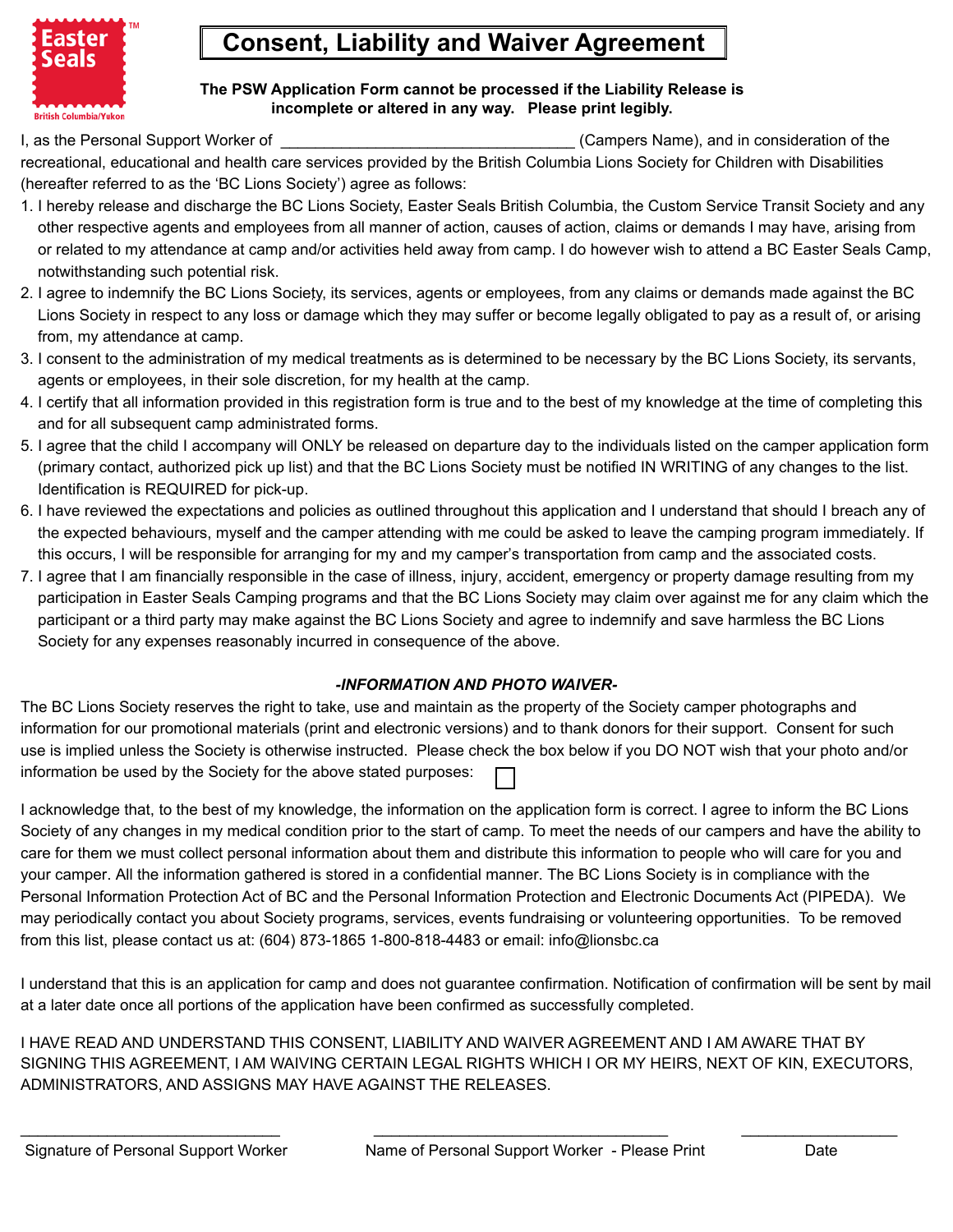Easter Seals™
British Columbia/Yukon

# Consent, Liability and Waiver Agreement

**The PSW Application Form cannot be processed if the Liability Release is incomplete or altered in any way. Please print legibly.**

I, as the Personal Support Worker of __________________________________ (Campers Name), and in consideration of the recreational, educational and health care services provided by the British Columbia Lions Society for Children with Disabilities (hereafter referred to as the 'BC Lions Society') agree as follows:

1. I hereby release and discharge the BC Lions Society, Easter Seals British Columbia, the Custom Service Transit Society and any other respective agents and employees from all manner of action, causes of action, claims or demands I may have, arising from or related to my attendance at camp and/or activities held away from camp. I do however wish to attend a BC Easter Seals Camp, notwithstanding such potential risk.
2. I agree to indemnify the BC Lions Society, its services, agents or employees, from any claims or demands made against the BC Lions Society in respect to any loss or damage which they may suffer or become legally obligated to pay as a result of, or arising from, my attendance at camp.
3. I consent to the administration of my medical treatments as is determined to be necessary by the BC Lions Society, its servants, agents or employees, in their sole discretion, for my health at the camp.
4. I certify that all information provided in this registration form is true and to the best of my knowledge at the time of completing this and for all subsequent camp administrated forms.
5. I agree that the child I accompany will ONLY be released on departure day to the individuals listed on the camper application form (primary contact, authorized pick up list) and that the BC Lions Society must be notified IN WRITING of any changes to the list. Identification is REQUIRED for pick-up.
6. I have reviewed the expectations and policies as outlined throughout this application and I understand that should I breach any of the expected behaviours, myself and the camper attending with me could be asked to leave the camping program immediately. If this occurs, I will be responsible for arranging for my and my camper's transportation from camp and the associated costs.
7. I agree that I am financially responsible in the case of illness, injury, accident, emergency or property damage resulting from my participation in Easter Seals Camping programs and that the BC Lions Society may claim over against me for any claim which the participant or a third party may make against the BC Lions Society and agree to indemnify and save harmless the BC Lions Society for any expenses reasonably incurred in consequence of the above.

***-INFORMATION AND PHOTO WAIVER-***

The BC Lions Society reserves the right to take, use and maintain as the property of the Society camper photographs and information for our promotional materials (print and electronic versions) and to thank donors for their support. Consent for such use is implied unless the Society is otherwise instructed. Please check the box below if you DO NOT wish that your photo and/or information be used by the Society for the above stated purposes: ☐

I acknowledge that, to the best of my knowledge, the information on the application form is correct. I agree to inform the BC Lions Society of any changes in my medical condition prior to the start of camp. To meet the needs of our campers and have the ability to care for them we must collect personal information about them and distribute this information to people who will care for you and your camper. All the information gathered is stored in a confidential manner. The BC Lions Society is in compliance with the Personal Information Protection Act of BC and the Personal Information Protection and Electronic Documents Act (PIPEDA). We may periodically contact you about Society programs, services, events fundraising or volunteering opportunities. To be removed from this list, please contact us at: (604) 873-1865 1-800-818-4483 or email: info@lionsbc.ca

I understand that this is an application for camp and does not guarantee confirmation. Notification of confirmation will be sent by mail at a later date once all portions of the application have been confirmed as successfully completed.

I HAVE READ AND UNDERSTAND THIS CONSENT, LIABILITY AND WAIVER AGREEMENT AND I AM AWARE THAT BY SIGNING THIS AGREEMENT, I AM WAIVING CERTAIN LEGAL RIGHTS WHICH I OR MY HEIRS, NEXT OF KIN, EXECUTORS, ADMINISTRATORS, AND ASSIGNS MAY HAVE AGAINST THE RELEASES.

| | | |
|---|---|---|
| ______________________________ | __________________________________ | __________________ |
| Signature of Personal Support Worker | Name of Personal Support Worker - Please Print | Date |